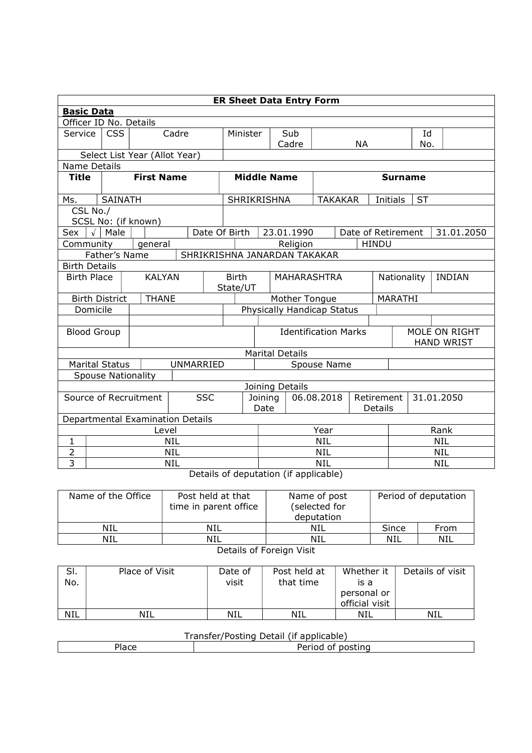| ER Sheet Data Entry Form | | | | | | | | | |
|---|---|---|---|---|---|---|---|---|---|
| **Basic Data** | | | | | | | | | |
| Officer ID No. Details | | | | | | | | | |
| Service | CSS | Cadre | Minister | Sub Cadre | NA | | Id No. | | |
| Select List Year (Allot Year) | | | | | | | | | |
| Name Details | | | | | | | | | |
| **Title** | **First Name** | | **Middle Name** | | **Surname** | | | | |
| Ms. | SAINATH | | SHRIKRISHNA | | TAKAKAR | Initials | ST | | |
| CSL No./ SCSL No: (if known) | | | | | | | | | |
| Sex | √ | Male | | Date Of Birth | 23.01.1990 | Date of Retirement | 31.01.2050 | | |
| Community | general | | | Religion | HINDU | | | | |
| Father's Name | SHRIKRISHNA JANARDAN TAKAKAR | | | | | | | | |
| Birth Details | | | | | | | | | |
| Birth Place | KALYAN | Birth State/UT | MAHARASHTRA | Nationality | INDIAN | | | | |
| Birth District | THANE | Mother Tongue | MARATHI | | | | | | |
| Domicile | | Physically Handicap Status | | | | | | | |
| Blood Group | | Identification Marks | MOLE ON RIGHT HAND WRIST | | | | | | |
| Marital Details | | | | | | | | | |
| Marital Status | UNMARRIED | Spouse Name | | | | | | | |
| Spouse Nationality | | | | | | | | | |
| Joining Details | | | | | | | | | |
| Source of Recruitment | SSC | Joining Date | 06.08.2018 | Retirement Details | 31.01.2050 | | | | |
| Departmental Examination Details | | | | | | | | | |
| | Level | Year | Rank | | | | | | |
| 1 | NIL | NIL | NIL | | | | | | |
| 2 | NIL | NIL | NIL | | | | | | |
| 3 | NIL | NIL | NIL | | | | | | |

Details of deputation (if applicable)

| Name of the Office | Post held at that time in parent office | Name of post (selected for deputation | Period of deputation | |
|---|---|---|---|---|
| NIL | NIL | NIL | Since | From |
| NIL | NIL | NIL | NIL | NIL |

Details of Foreign Visit

| Sl. No. | Place of Visit | Date of visit | Post held at that time | Whether it is a personal or official visit | Details of visit |
|---|---|---|---|---|---|
| NIL | NIL | NIL | NIL | NIL | NIL |

Transfer/Posting Detail (if applicable)

| Place | Period of posting |
|---|---|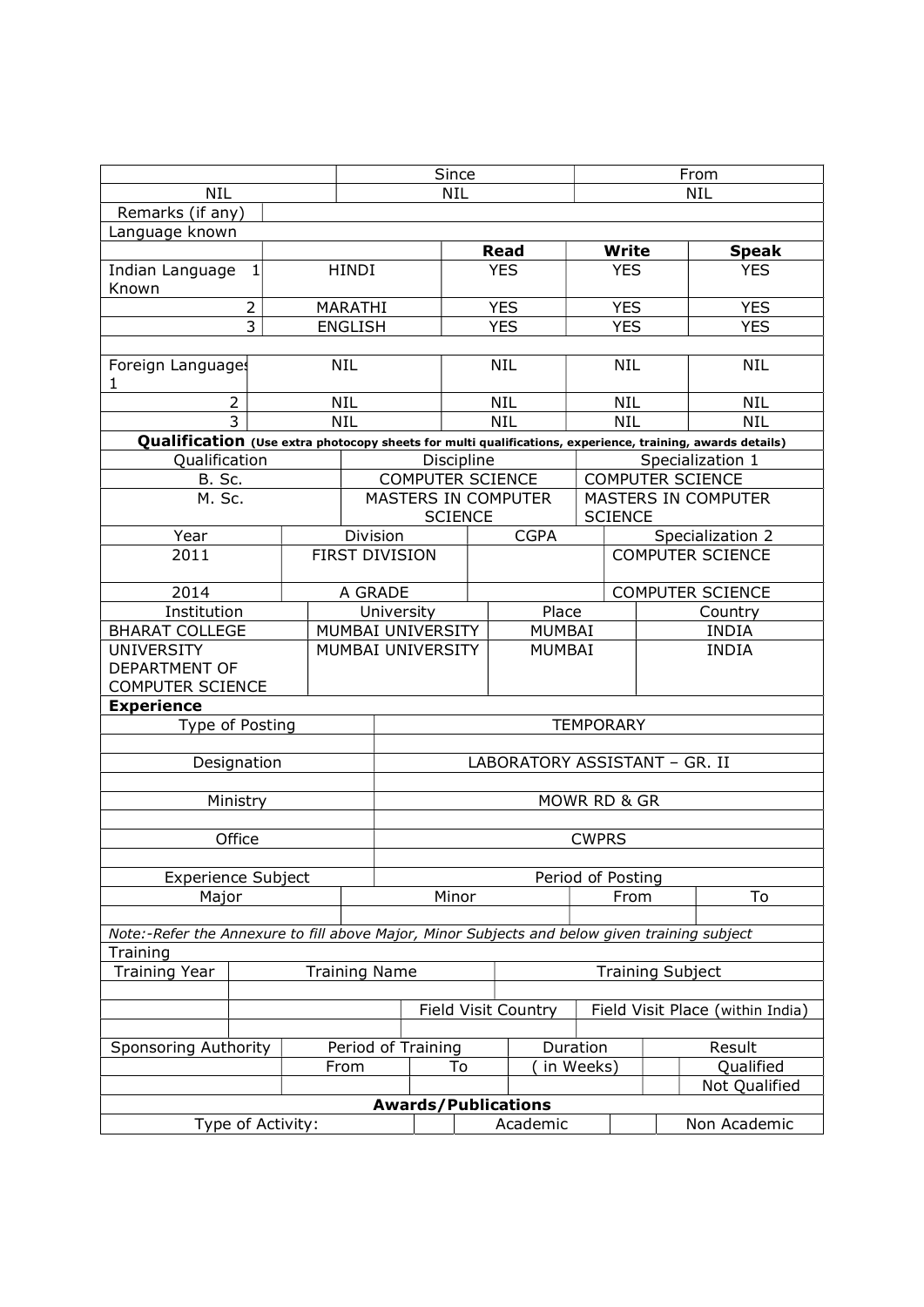| | Since | From |
|---|---|---|
| NIL | NIL | NIL |

| Remarks (if any) | |
|---|---|

Language known

| | | Read | Write | Speak |
|---|---|---|---|---|
| Indian Language Known 1 | HINDI | YES | YES | YES |
| 2 | MARATHI | YES | YES | YES |
| 3 | ENGLISH | YES | YES | YES |
| | | | | |
| Foreign Languages 1 | NIL | NIL | NIL | NIL |
| 2 | NIL | NIL | NIL | NIL |
| 3 | NIL | NIL | NIL | NIL |

**Qualification** **(Use extra photocopy sheets for multi qualifications, experience, training, awards details)**

| Qualification | Discipline | Specialization 1 |
|---|---|---|
| B. Sc. | COMPUTER SCIENCE | COMPUTER SCIENCE |
| M. Sc. | MASTERS IN COMPUTER SCIENCE | MASTERS IN COMPUTER SCIENCE |

| Year | Division | CGPA | Specialization 2 |
|---|---|---|---|
| 2011 | FIRST DIVISION | | COMPUTER SCIENCE |
| 2014 | A GRADE | | COMPUTER SCIENCE |

| Institution | University | Place | Country |
|---|---|---|---|
| BHARAT COLLEGE | MUMBAI UNIVERSITY | MUMBAI | INDIA |
| UNIVERSITY DEPARTMENT OF COMPUTER SCIENCE | MUMBAI UNIVERSITY | MUMBAI | INDIA |

**Experience**

| | |
|---|---|
| Type of Posting | TEMPORARY |
| | |
| Designation | LABORATORY ASSISTANT – GR. II |
| | |
| Ministry | MOWR RD & GR |
| | |
| Office | CWPRS |
| | |

| Experience Subject | | Period of Posting | |
|---|---|---|---|
| Major | Minor | From | To |
| | | | |

*Note:-Refer the Annexure to fill above Major, Minor Subjects and below given training subject*

Training

| Training Year | Training Name | | Training Subject |
|---|---|---|---|
| | | | |
| | | Field Visit Country | Field Visit Place (within India) |
| | | | |

| Sponsoring Authority | Period of Training | | Duration | Result | |
|---|---|---|---|---|---|
| | From | To | ( in Weeks) | | Qualified |
| | | | | | Not Qualified |

**Awards/Publications**

| Type of Activity: | | Academic | | Non Academic |
|---|---|---|---|---|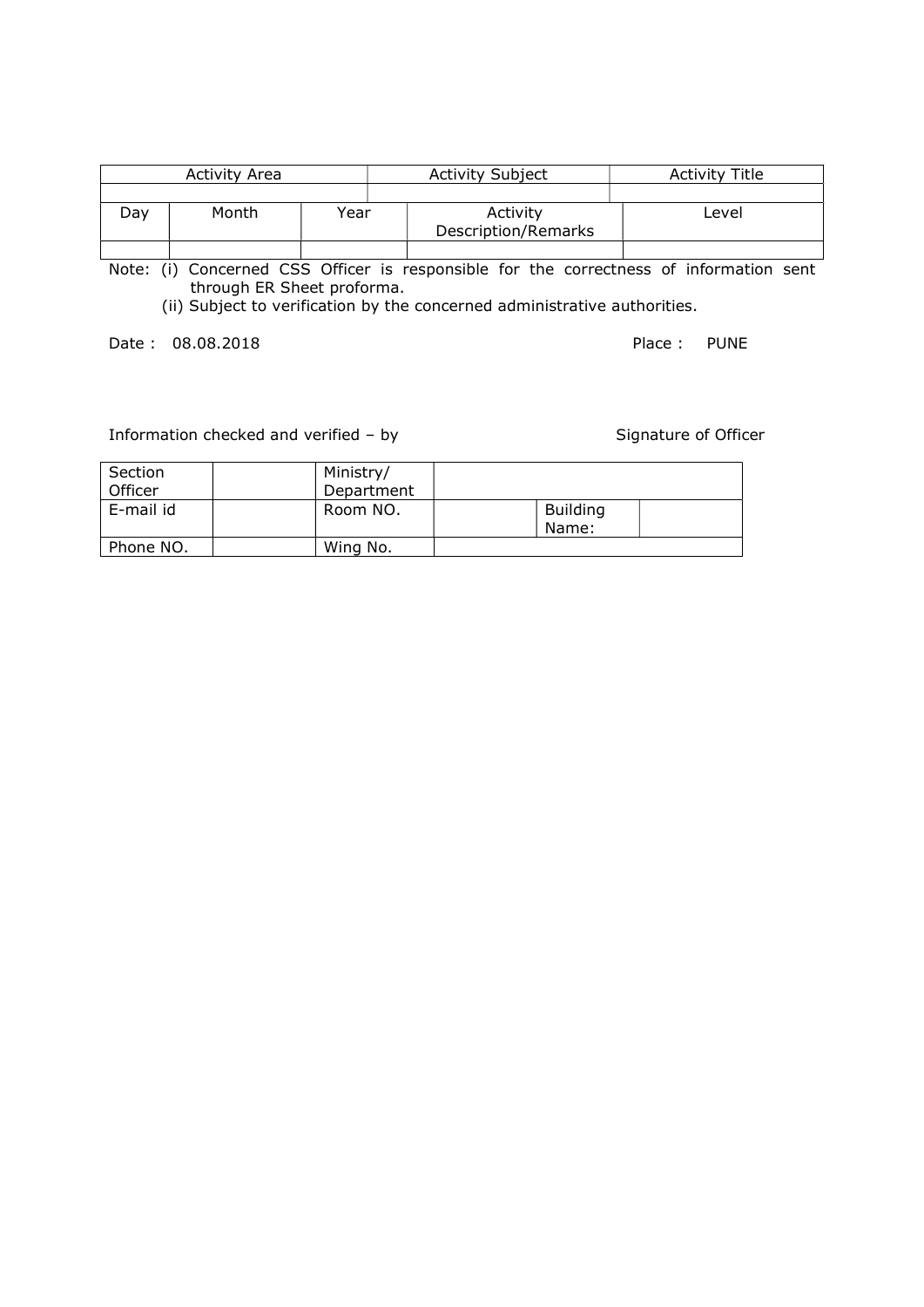| Activity Area | | | Activity Subject | | Activity Title |
|---|---|---|---|---|---|
| | | | | | |
| Day | Month | Year | Activity Description/Remarks | | Level |
| | | | | | |

Note: (i) Concerned CSS Officer is responsible for the correctness of information sent through ER Sheet proforma.

(ii) Subject to verification by the concerned administrative authorities.

Date : 08.08.2018 Place : PUNE

Information checked and verified – by Signature of Officer

| | | | | | |
|---|---|---|---|---|---|
| Section Officer | | Ministry/ Department | | | |
| E-mail id | | Room NO. | | Building Name: | |
| Phone NO. | | Wing No. | | | |